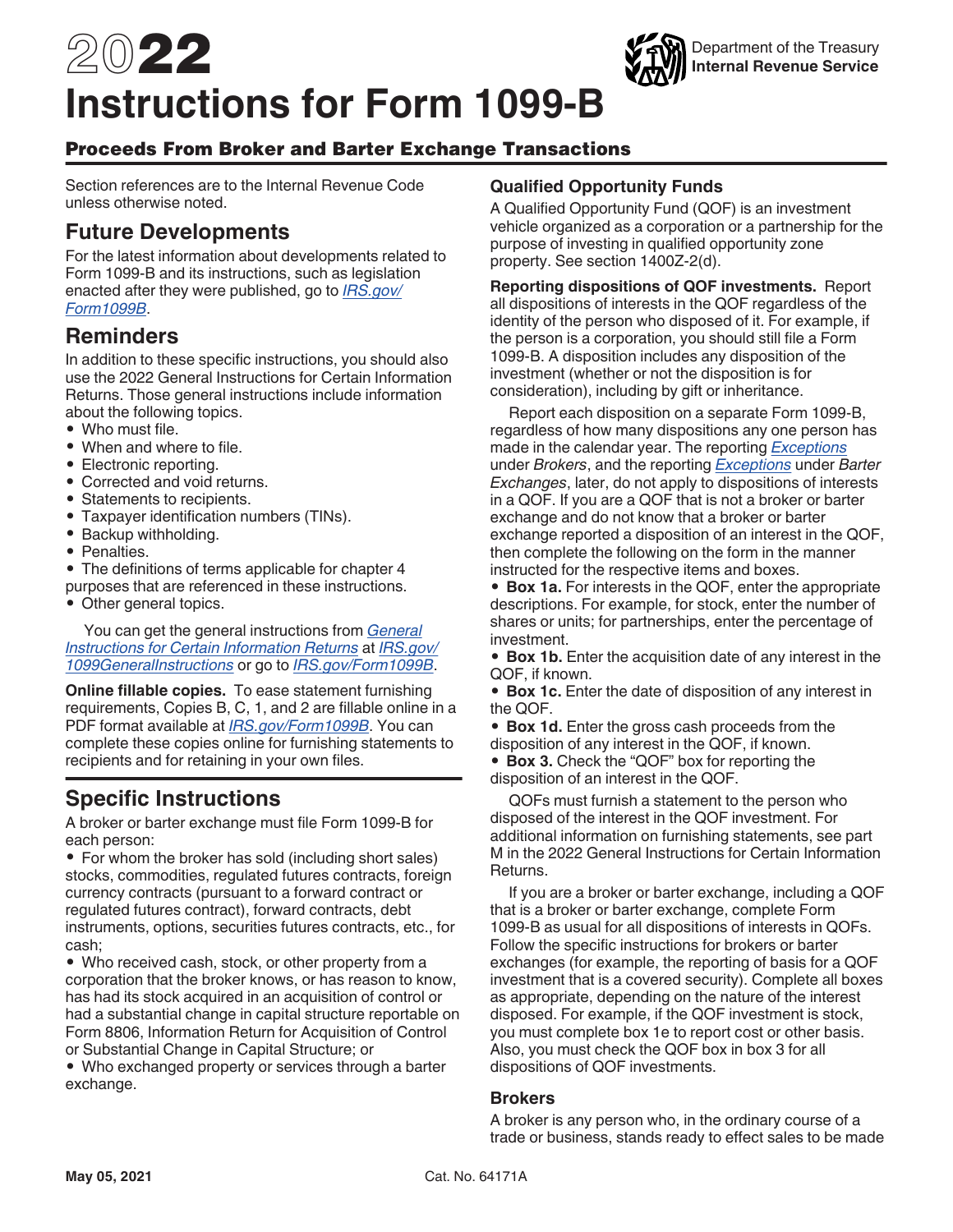# 2022 Instructions for Form 1099-B

Department of the Treasury
**Internal Revenue Service**

## Proceeds From Broker and Barter Exchange Transactions

Section references are to the Internal Revenue Code unless otherwise noted.

## Future Developments

For the latest information about developments related to Form 1099-B and its instructions, such as legislation enacted after they were published, go to *IRS.gov/Form1099B*.

## Reminders

In addition to these specific instructions, you should also use the 2022 General Instructions for Certain Information Returns. Those general instructions include information about the following topics.

- Who must file.
- When and where to file.
- Electronic reporting.
- Corrected and void returns.
- Statements to recipients.
- Taxpayer identification numbers (TINs).
- Backup withholding.
- Penalties.
- The definitions of terms applicable for chapter 4 purposes that are referenced in these instructions.
- Other general topics.

You can get the general instructions from *General Instructions for Certain Information Returns* at *IRS.gov/1099GeneralInstructions* or go to *IRS.gov/Form1099B*.

**Online fillable copies.** To ease statement furnishing requirements, Copies B, C, 1, and 2 are fillable online in a PDF format available at *IRS.gov/Form1099B*. You can complete these copies online for furnishing statements to recipients and for retaining in your own files.

## Specific Instructions

A broker or barter exchange must file Form 1099-B for each person:

- For whom the broker has sold (including short sales) stocks, commodities, regulated futures contracts, foreign currency contracts (pursuant to a forward contract or regulated futures contract), forward contracts, debt instruments, options, securities futures contracts, etc., for cash;
- Who received cash, stock, or other property from a corporation that the broker knows, or has reason to know, has had its stock acquired in an acquisition of control or had a substantial change in capital structure reportable on Form 8806, Information Return for Acquisition of Control or Substantial Change in Capital Structure; or
- Who exchanged property or services through a barter exchange.

### Qualified Opportunity Funds

A Qualified Opportunity Fund (QOF) is an investment vehicle organized as a corporation or a partnership for the purpose of investing in qualified opportunity zone property. See section 1400Z-2(d).

**Reporting dispositions of QOF investments.** Report all dispositions of interests in the QOF regardless of the identity of the person who disposed of it. For example, if the person is a corporation, you should still file a Form 1099-B. A disposition includes any disposition of the investment (whether or not the disposition is for consideration), including by gift or inheritance.

Report each disposition on a separate Form 1099-B, regardless of how many dispositions any one person has made in the calendar year. The reporting *Exceptions* under *Brokers*, and the reporting *Exceptions* under *Barter Exchanges*, later, do not apply to dispositions of interests in a QOF. If you are a QOF that is not a broker or barter exchange and do not know that a broker or barter exchange reported a disposition of an interest in the QOF, then complete the following on the form in the manner instructed for the respective items and boxes.

- **Box 1a.** For interests in the QOF, enter the appropriate descriptions. For example, for stock, enter the number of shares or units; for partnerships, enter the percentage of investment.
- **Box 1b.** Enter the acquisition date of any interest in the QOF, if known.
- **Box 1c.** Enter the date of disposition of any interest in the QOF.
- **Box 1d.** Enter the gross cash proceeds from the disposition of any interest in the QOF, if known.
- **Box 3.** Check the “QOF” box for reporting the disposition of an interest in the QOF.

QOFs must furnish a statement to the person who disposed of the interest in the QOF investment. For additional information on furnishing statements, see part M in the 2022 General Instructions for Certain Information Returns.

If you are a broker or barter exchange, including a QOF that is a broker or barter exchange, complete Form 1099-B as usual for all dispositions of interests in QOFs. Follow the specific instructions for brokers or barter exchanges (for example, the reporting of basis for a QOF investment that is a covered security). Complete all boxes as appropriate, depending on the nature of the interest disposed. For example, if the QOF investment is stock, you must complete box 1e to report cost or other basis. Also, you must check the QOF box in box 3 for all dispositions of QOF investments.

### Brokers

A broker is any person who, in the ordinary course of a trade or business, stands ready to effect sales to be made

May 05, 2021 Cat. No. 64171A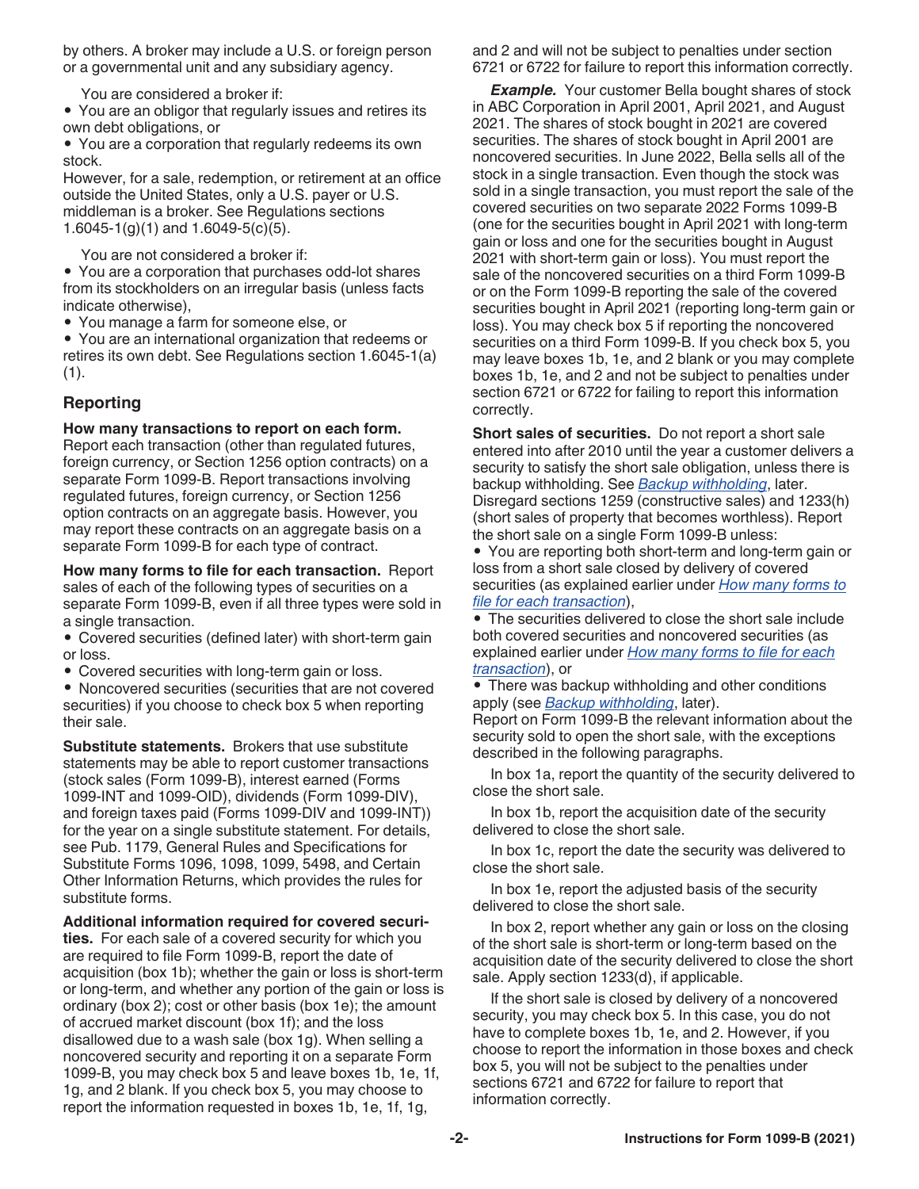by others. A broker may include a U.S. or foreign person or a governmental unit and any subsidiary agency.

You are considered a broker if:

- You are an obligor that regularly issues and retires its own debt obligations, or
- You are a corporation that regularly redeems its own stock.

However, for a sale, redemption, or retirement at an office outside the United States, only a U.S. payer or U.S. middleman is a broker. See Regulations sections 1.6045-1(g)(1) and 1.6049-5(c)(5).

You are not considered a broker if:

- You are a corporation that purchases odd-lot shares from its stockholders on an irregular basis (unless facts indicate otherwise),
- You manage a farm for someone else, or
- You are an international organization that redeems or retires its own debt. See Regulations section 1.6045-1(a)(1).

## Reporting

**How many transactions to report on each form.** Report each transaction (other than regulated futures, foreign currency, or Section 1256 option contracts) on a separate Form 1099-B. Report transactions involving regulated futures, foreign currency, or Section 1256 option contracts on an aggregate basis. However, you may report these contracts on an aggregate basis on a separate Form 1099-B for each type of contract.

**How many forms to file for each transaction.** Report sales of each of the following types of securities on a separate Form 1099-B, even if all three types were sold in a single transaction.

- Covered securities (defined later) with short-term gain or loss.
- Covered securities with long-term gain or loss.
- Noncovered securities (securities that are not covered securities) if you choose to check box 5 when reporting their sale.

**Substitute statements.** Brokers that use substitute statements may be able to report customer transactions (stock sales (Form 1099-B), interest earned (Forms 1099-INT and 1099-OID), dividends (Form 1099-DIV), and foreign taxes paid (Forms 1099-DIV and 1099-INT)) for the year on a single substitute statement. For details, see Pub. 1179, General Rules and Specifications for Substitute Forms 1096, 1098, 1099, 5498, and Certain Other Information Returns, which provides the rules for substitute forms.

**Additional information required for covered securities.** For each sale of a covered security for which you are required to file Form 1099-B, report the date of acquisition (box 1b); whether the gain or loss is short-term or long-term, and whether any portion of the gain or loss is ordinary (box 2); cost or other basis (box 1e); the amount of accrued market discount (box 1f); and the loss disallowed due to a wash sale (box 1g). When selling a noncovered security and reporting it on a separate Form 1099-B, you may check box 5 and leave boxes 1b, 1e, 1f, 1g, and 2 blank. If you check box 5, you may choose to report the information requested in boxes 1b, 1e, 1f, 1g, and 2 and will not be subject to penalties under section 6721 or 6722 for failure to report this information correctly.

***Example.*** Your customer Bella bought shares of stock in ABC Corporation in April 2001, April 2021, and August 2021. The shares of stock bought in 2021 are covered securities. The shares of stock bought in April 2001 are noncovered securities. In June 2022, Bella sells all of the stock in a single transaction. Even though the stock was sold in a single transaction, you must report the sale of the covered securities on two separate 2022 Forms 1099-B (one for the securities bought in April 2021 with long-term gain or loss and one for the securities bought in August 2021 with short-term gain or loss). You must report the sale of the noncovered securities on a third Form 1099-B or on the Form 1099-B reporting the sale of the covered securities bought in April 2021 (reporting long-term gain or loss). You may check box 5 if reporting the noncovered securities on a third Form 1099-B. If you check box 5, you may leave boxes 1b, 1e, and 2 blank or you may complete boxes 1b, 1e, and 2 and not be subject to penalties under section 6721 or 6722 for failing to report this information correctly.

**Short sales of securities.** Do not report a short sale entered into after 2010 until the year a customer delivers a security to satisfy the short sale obligation, unless there is backup withholding. See *Backup withholding*, later. Disregard sections 1259 (constructive sales) and 1233(h) (short sales of property that becomes worthless). Report the short sale on a single Form 1099-B unless:

- You are reporting both short-term and long-term gain or loss from a short sale closed by delivery of covered securities (as explained earlier under *How many forms to file for each transaction*),
- The securities delivered to close the short sale include both covered securities and noncovered securities (as explained earlier under *How many forms to file for each transaction*), or
- There was backup withholding and other conditions apply (see *Backup withholding*, later).

Report on Form 1099-B the relevant information about the security sold to open the short sale, with the exceptions described in the following paragraphs.

In box 1a, report the quantity of the security delivered to close the short sale.

In box 1b, report the acquisition date of the security delivered to close the short sale.

In box 1c, report the date the security was delivered to close the short sale.

In box 1e, report the adjusted basis of the security delivered to close the short sale.

In box 2, report whether any gain or loss on the closing of the short sale is short-term or long-term based on the acquisition date of the security delivered to close the short sale. Apply section 1233(d), if applicable.

If the short sale is closed by delivery of a noncovered security, you may check box 5. In this case, you do not have to complete boxes 1b, 1e, and 2. However, if you choose to report the information in those boxes and check box 5, you will not be subject to the penalties under sections 6721 and 6722 for failure to report that information correctly.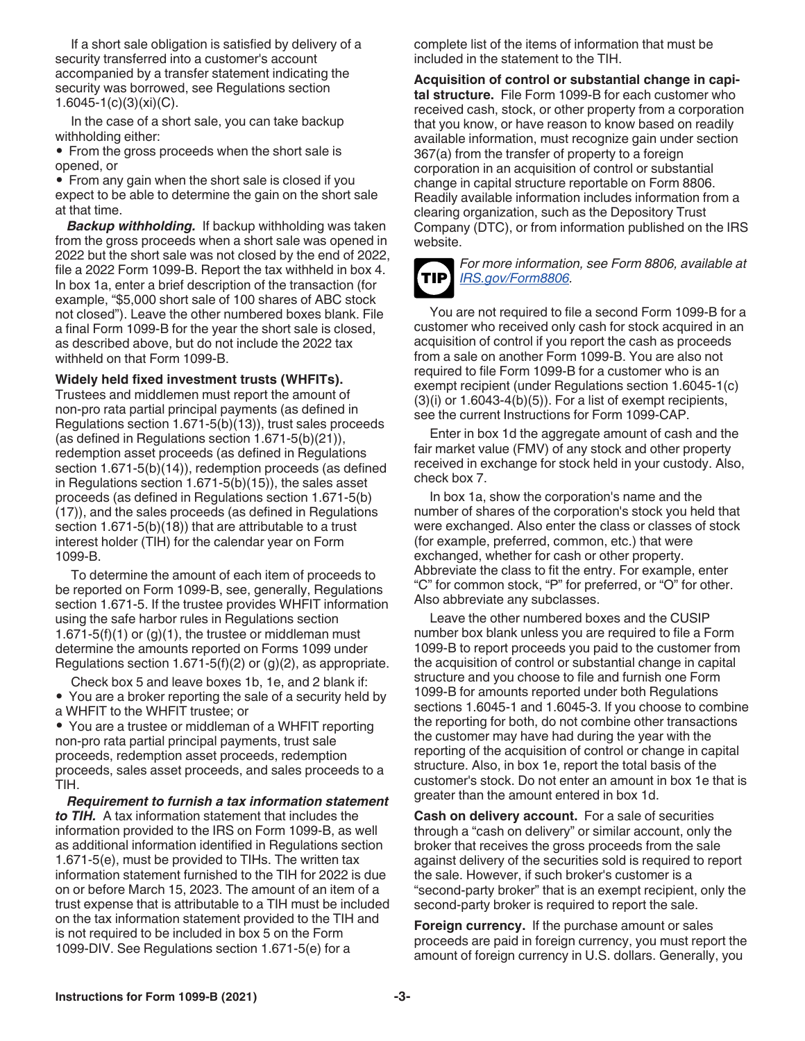If a short sale obligation is satisfied by delivery of a security transferred into a customer's account accompanied by a transfer statement indicating the security was borrowed, see Regulations section 1.6045-1(c)(3)(xi)(C).

In the case of a short sale, you can take backup withholding either:

- From the gross proceeds when the short sale is opened, or
- From any gain when the short sale is closed if you expect to be able to determine the gain on the short sale at that time.

***Backup withholding.*** If backup withholding was taken from the gross proceeds when a short sale was opened in 2022 but the short sale was not closed by the end of 2022, file a 2022 Form 1099-B. Report the tax withheld in box 4. In box 1a, enter a brief description of the transaction (for example, "$5,000 short sale of 100 shares of ABC stock not closed"). Leave the other numbered boxes blank. File a final Form 1099-B for the year the short sale is closed, as described above, but do not include the 2022 tax withheld on that Form 1099-B.

**Widely held fixed investment trusts (WHFITs).** Trustees and middlemen must report the amount of non-pro rata partial principal payments (as defined in Regulations section 1.671-5(b)(13)), trust sales proceeds (as defined in Regulations section 1.671-5(b)(21)), redemption asset proceeds (as defined in Regulations section 1.671-5(b)(14)), redemption proceeds (as defined in Regulations section 1.671-5(b)(15)), the sales asset proceeds (as defined in Regulations section 1.671-5(b)(17)), and the sales proceeds (as defined in Regulations section 1.671-5(b)(18)) that are attributable to a trust interest holder (TIH) for the calendar year on Form 1099-B.

To determine the amount of each item of proceeds to be reported on Form 1099-B, see, generally, Regulations section 1.671-5. If the trustee provides WHFIT information using the safe harbor rules in Regulations section 1.671-5(f)(1) or (g)(1), the trustee or middleman must determine the amounts reported on Forms 1099 under Regulations section 1.671-5(f)(2) or (g)(2), as appropriate.

Check box 5 and leave boxes 1b, 1e, and 2 blank if:

- You are a broker reporting the sale of a security held by a WHFIT to the WHFIT trustee; or
- You are a trustee or middleman of a WHFIT reporting non-pro rata partial principal payments, trust sale proceeds, redemption asset proceeds, redemption proceeds, sales asset proceeds, and sales proceeds to a TIH.

***Requirement to furnish a tax information statement to TIH.*** A tax information statement that includes the information provided to the IRS on Form 1099-B, as well as additional information identified in Regulations section 1.671-5(e), must be provided to TIHs. The written tax information statement furnished to the TIH for 2022 is due on or before March 15, 2023. The amount of an item of a trust expense that is attributable to a TIH must be included on the tax information statement provided to the TIH and is not required to be included in box 5 on the Form 1099-DIV. See Regulations section 1.671-5(e) for a complete list of the items of information that must be included in the statement to the TIH.

**Acquisition of control or substantial change in capital structure.** File Form 1099-B for each customer who received cash, stock, or other property from a corporation that you know, or have reason to know based on readily available information, must recognize gain under section 367(a) from the transfer of property to a foreign corporation in an acquisition of control or substantial change in capital structure reportable on Form 8806. Readily available information includes information from a clearing organization, such as the Depository Trust Company (DTC), or from information published on the IRS website.

TIP *For more information, see Form 8806, available at IRS.gov/Form8806.*

You are not required to file a second Form 1099-B for a customer who received only cash for stock acquired in an acquisition of control if you report the cash as proceeds from a sale on another Form 1099-B. You are also not required to file Form 1099-B for a customer who is an exempt recipient (under Regulations section 1.6045-1(c)(3)(i) or 1.6043-4(b)(5)). For a list of exempt recipients, see the current Instructions for Form 1099-CAP.

Enter in box 1d the aggregate amount of cash and the fair market value (FMV) of any stock and other property received in exchange for stock held in your custody. Also, check box 7.

In box 1a, show the corporation's name and the number of shares of the corporation's stock you held that were exchanged. Also enter the class or classes of stock (for example, preferred, common, etc.) that were exchanged, whether for cash or other property. Abbreviate the class to fit the entry. For example, enter "C" for common stock, "P" for preferred, or "O" for other. Also abbreviate any subclasses.

Leave the other numbered boxes and the CUSIP number box blank unless you are required to file a Form 1099-B to report proceeds you paid to the customer from the acquisition of control or substantial change in capital structure and you choose to file and furnish one Form 1099-B for amounts reported under both Regulations sections 1.6045-1 and 1.6045-3. If you choose to combine the reporting for both, do not combine other transactions the customer may have had during the year with the reporting of the acquisition of control or change in capital structure. Also, in box 1e, report the total basis of the customer's stock. Do not enter an amount in box 1e that is greater than the amount entered in box 1d.

**Cash on delivery account.** For a sale of securities through a "cash on delivery" or similar account, only the broker that receives the gross proceeds from the sale against delivery of the securities sold is required to report the sale. However, if such broker's customer is a "second-party broker" that is an exempt recipient, only the second-party broker is required to report the sale.

**Foreign currency.** If the purchase amount or sales proceeds are paid in foreign currency, you must report the amount of foreign currency in U.S. dollars. Generally, you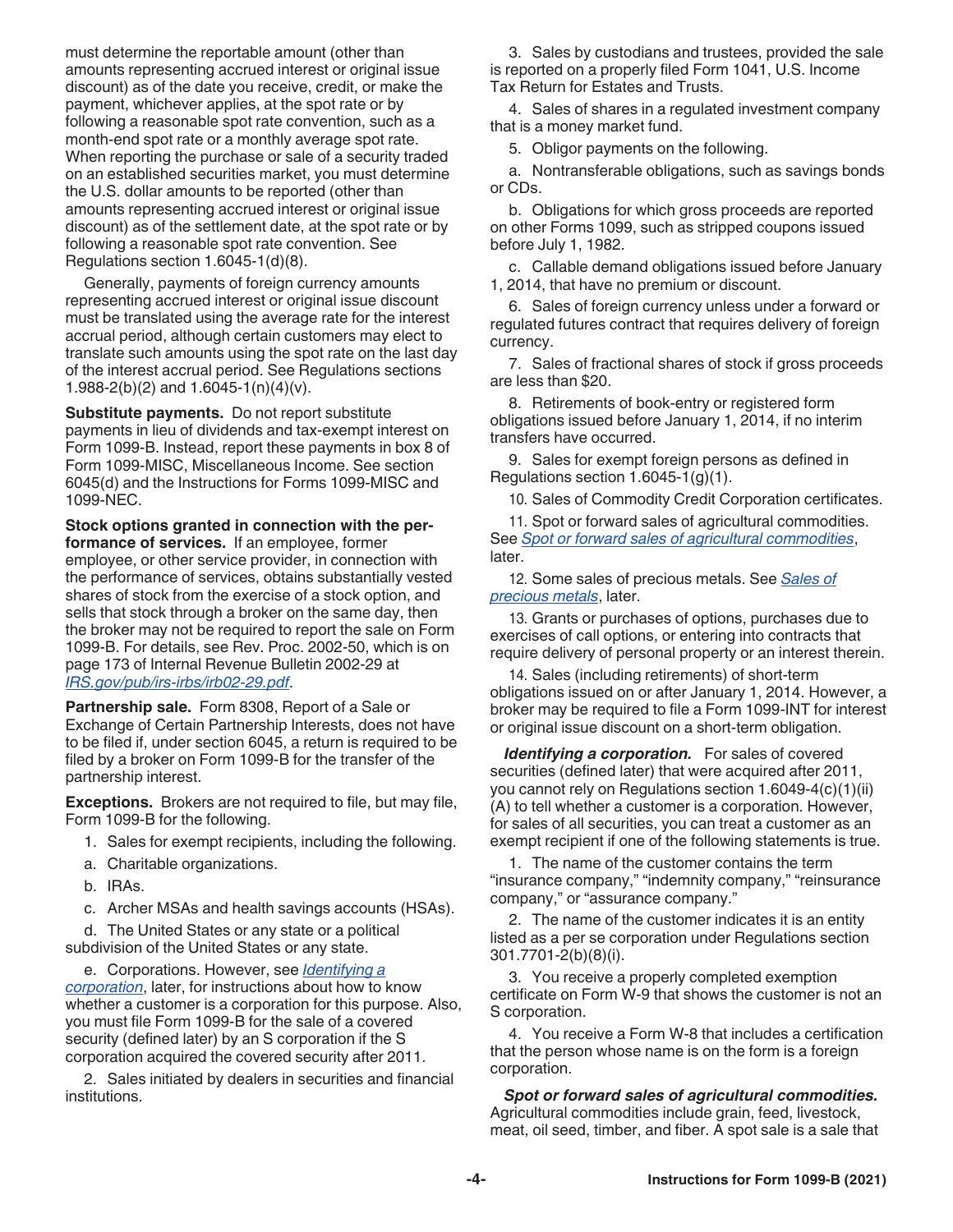must determine the reportable amount (other than amounts representing accrued interest or original issue discount) as of the date you receive, credit, or make the payment, whichever applies, at the spot rate or by following a reasonable spot rate convention, such as a month-end spot rate or a monthly average spot rate. When reporting the purchase or sale of a security traded on an established securities market, you must determine the U.S. dollar amounts to be reported (other than amounts representing accrued interest or original issue discount) as of the settlement date, at the spot rate or by following a reasonable spot rate convention. See Regulations section 1.6045-1(d)(8).

Generally, payments of foreign currency amounts representing accrued interest or original issue discount must be translated using the average rate for the interest accrual period, although certain customers may elect to translate such amounts using the spot rate on the last day of the interest accrual period. See Regulations sections 1.988-2(b)(2) and 1.6045-1(n)(4)(v).

**Substitute payments.** Do not report substitute payments in lieu of dividends and tax-exempt interest on Form 1099-B. Instead, report these payments in box 8 of Form 1099-MISC, Miscellaneous Income. See section 6045(d) and the Instructions for Forms 1099-MISC and 1099-NEC.

**Stock options granted in connection with the performance of services.** If an employee, former employee, or other service provider, in connection with the performance of services, obtains substantially vested shares of stock from the exercise of a stock option, and sells that stock through a broker on the same day, then the broker may not be required to report the sale on Form 1099-B. For details, see Rev. Proc. 2002-50, which is on page 173 of Internal Revenue Bulletin 2002-29 at *IRS.gov/pub/irs-irbs/irb02-29.pdf*.

**Partnership sale.** Form 8308, Report of a Sale or Exchange of Certain Partnership Interests, does not have to be filed if, under section 6045, a return is required to be filed by a broker on Form 1099-B for the transfer of the partnership interest.

**Exceptions.** Brokers are not required to file, but may file, Form 1099-B for the following.

1. Sales for exempt recipients, including the following.

   a. Charitable organizations.

   b. IRAs.

   c. Archer MSAs and health savings accounts (HSAs).

   d. The United States or any state or a political subdivision of the United States or any state.

   e. Corporations. However, see *Identifying a corporation*, later, for instructions about how to know whether a customer is a corporation for this purpose. Also, you must file Form 1099-B for the sale of a covered security (defined later) by an S corporation if the S corporation acquired the covered security after 2011.

2. Sales initiated by dealers in securities and financial institutions.

3. Sales by custodians and trustees, provided the sale is reported on a properly filed Form 1041, U.S. Income Tax Return for Estates and Trusts.

4. Sales of shares in a regulated investment company that is a money market fund.

5. Obligor payments on the following.

   a. Nontransferable obligations, such as savings bonds or CDs.

   b. Obligations for which gross proceeds are reported on other Forms 1099, such as stripped coupons issued before July 1, 1982.

   c. Callable demand obligations issued before January 1, 2014, that have no premium or discount.

6. Sales of foreign currency unless under a forward or regulated futures contract that requires delivery of foreign currency.

7. Sales of fractional shares of stock if gross proceeds are less than $20.

8. Retirements of book-entry or registered form obligations issued before January 1, 2014, if no interim transfers have occurred.

9. Sales for exempt foreign persons as defined in Regulations section 1.6045-1(g)(1).

10. Sales of Commodity Credit Corporation certificates.

11. Spot or forward sales of agricultural commodities. See *Spot or forward sales of agricultural commodities*, later.

12. Some sales of precious metals. See *Sales of precious metals*, later.

13. Grants or purchases of options, purchases due to exercises of call options, or entering into contracts that require delivery of personal property or an interest therein.

14. Sales (including retirements) of short-term obligations issued on or after January 1, 2014. However, a broker may be required to file a Form 1099-INT for interest or original issue discount on a short-term obligation.

***Identifying a corporation.*** For sales of covered securities (defined later) that were acquired after 2011, you cannot rely on Regulations section 1.6049-4(c)(1)(ii)(A) to tell whether a customer is a corporation. However, for sales of all securities, you can treat a customer as an exempt recipient if one of the following statements is true.

1. The name of the customer contains the term "insurance company," "indemnity company," "reinsurance company," or "assurance company."
2. The name of the customer indicates it is an entity listed as a per se corporation under Regulations section 301.7701-2(b)(8)(i).
3. You receive a properly completed exemption certificate on Form W-9 that shows the customer is not an S corporation.
4. You receive a Form W-8 that includes a certification that the person whose name is on the form is a foreign corporation.

***Spot or forward sales of agricultural commodities.*** Agricultural commodities include grain, feed, livestock, meat, oil seed, timber, and fiber. A spot sale is a sale that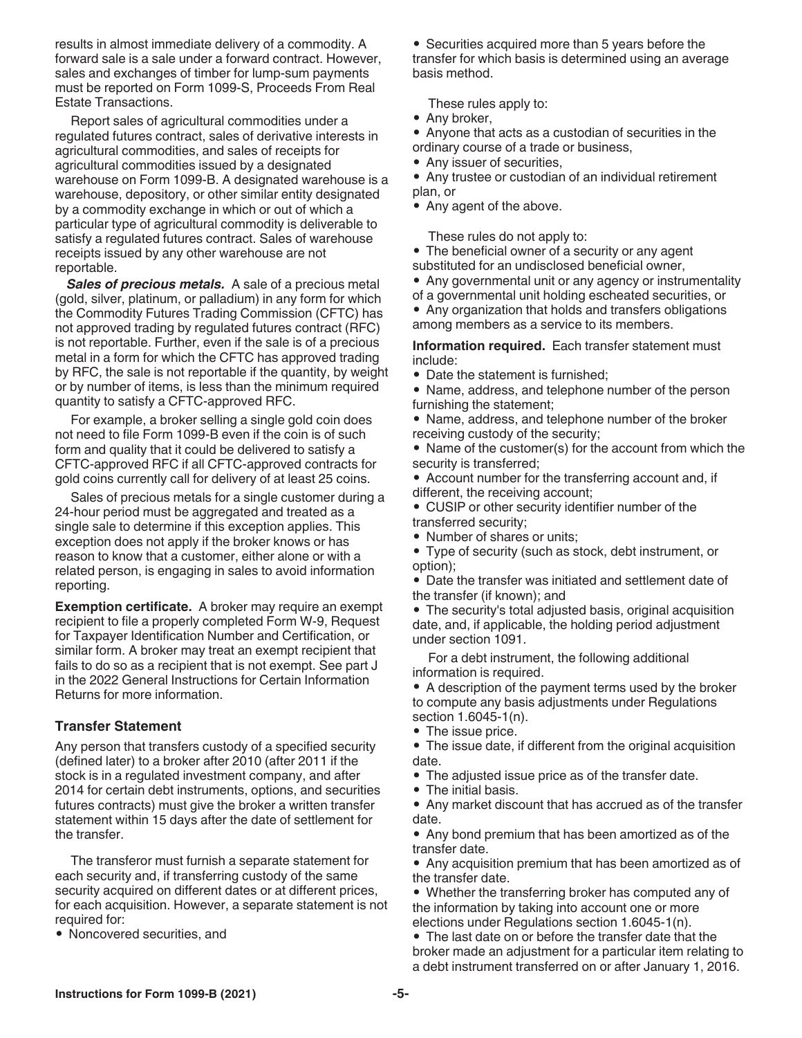results in almost immediate delivery of a commodity. A forward sale is a sale under a forward contract. However, sales and exchanges of timber for lump-sum payments must be reported on Form 1099-S, Proceeds From Real Estate Transactions.

Report sales of agricultural commodities under a regulated futures contract, sales of derivative interests in agricultural commodities, and sales of receipts for agricultural commodities issued by a designated warehouse on Form 1099-B. A designated warehouse is a warehouse, depository, or other similar entity designated by a commodity exchange in which or out of which a particular type of agricultural commodity is deliverable to satisfy a regulated futures contract. Sales of warehouse receipts issued by any other warehouse are not reportable.

***Sales of precious metals.*** A sale of a precious metal (gold, silver, platinum, or palladium) in any form for which the Commodity Futures Trading Commission (CFTC) has not approved trading by regulated futures contract (RFC) is not reportable. Further, even if the sale is of a precious metal in a form for which the CFTC has approved trading by RFC, the sale is not reportable if the quantity, by weight or by number of items, is less than the minimum required quantity to satisfy a CFTC-approved RFC.

For example, a broker selling a single gold coin does not need to file Form 1099-B even if the coin is of such form and quality that it could be delivered to satisfy a CFTC-approved RFC if all CFTC-approved contracts for gold coins currently call for delivery of at least 25 coins.

Sales of precious metals for a single customer during a 24-hour period must be aggregated and treated as a single sale to determine if this exception applies. This exception does not apply if the broker knows or has reason to know that a customer, either alone or with a related person, is engaging in sales to avoid information reporting.

**Exemption certificate.** A broker may require an exempt recipient to file a properly completed Form W-9, Request for Taxpayer Identification Number and Certification, or similar form. A broker may treat an exempt recipient that fails to do so as a recipient that is not exempt. See part J in the 2022 General Instructions for Certain Information Returns for more information.

### Transfer Statement

Any person that transfers custody of a specified security (defined later) to a broker after 2010 (after 2011 if the stock is in a regulated investment company, and after 2014 for certain debt instruments, options, and securities futures contracts) must give the broker a written transfer statement within 15 days after the date of settlement for the transfer.

The transferor must furnish a separate statement for each security and, if transferring custody of the same security acquired on different dates or at different prices, for each acquisition. However, a separate statement is not required for:

- Noncovered securities, and
- Securities acquired more than 5 years before the transfer for which basis is determined using an average basis method.

These rules apply to:

- Any broker,
- Anyone that acts as a custodian of securities in the ordinary course of a trade or business,
- Any issuer of securities,
- Any trustee or custodian of an individual retirement plan, or
- Any agent of the above.

These rules do not apply to:

- The beneficial owner of a security or any agent substituted for an undisclosed beneficial owner,
- Any governmental unit or any agency or instrumentality of a governmental unit holding escheated securities, or
- Any organization that holds and transfers obligations among members as a service to its members.

**Information required.** Each transfer statement must include:

- Date the statement is furnished;
- Name, address, and telephone number of the person furnishing the statement;
- Name, address, and telephone number of the broker receiving custody of the security;
- Name of the customer(s) for the account from which the security is transferred;
- Account number for the transferring account and, if different, the receiving account;
- CUSIP or other security identifier number of the transferred security;
- Number of shares or units;
- Type of security (such as stock, debt instrument, or option);
- Date the transfer was initiated and settlement date of the transfer (if known); and
- The security's total adjusted basis, original acquisition date, and, if applicable, the holding period adjustment under section 1091.

For a debt instrument, the following additional information is required.

- A description of the payment terms used by the broker to compute any basis adjustments under Regulations section 1.6045-1(n).
- The issue price.
- The issue date, if different from the original acquisition date.
- The adjusted issue price as of the transfer date.
- The initial basis.
- Any market discount that has accrued as of the transfer date.
- Any bond premium that has been amortized as of the transfer date.
- Any acquisition premium that has been amortized as of the transfer date.
- Whether the transferring broker has computed any of the information by taking into account one or more elections under Regulations section 1.6045-1(n).
- The last date on or before the transfer date that the broker made an adjustment for a particular item relating to a debt instrument transferred on or after January 1, 2016.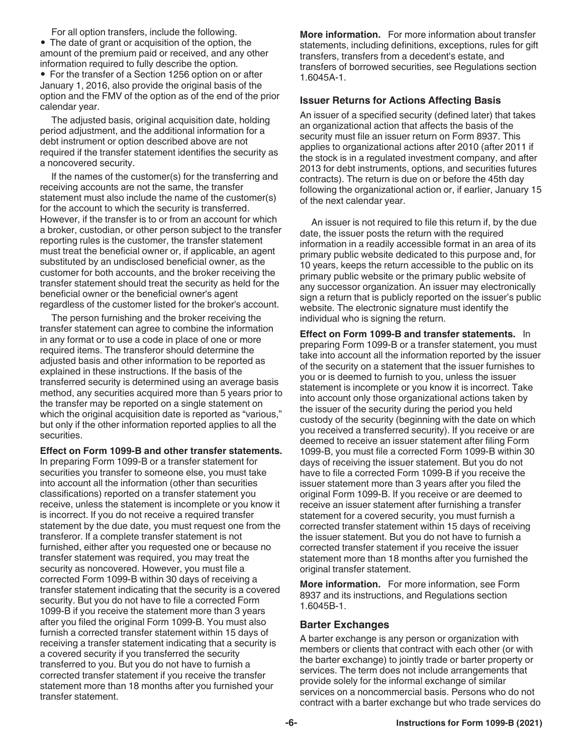For all option transfers, include the following.

- The date of grant or acquisition of the option, the amount of the premium paid or received, and any other information required to fully describe the option.
- For the transfer of a Section 1256 option on or after January 1, 2016, also provide the original basis of the option and the FMV of the option as of the end of the prior calendar year.

The adjusted basis, original acquisition date, holding period adjustment, and the additional information for a debt instrument or option described above are not required if the transfer statement identifies the security as a noncovered security.

If the names of the customer(s) for the transferring and receiving accounts are not the same, the transfer statement must also include the name of the customer(s) for the account to which the security is transferred. However, if the transfer is to or from an account for which a broker, custodian, or other person subject to the transfer reporting rules is the customer, the transfer statement must treat the beneficial owner or, if applicable, an agent substituted by an undisclosed beneficial owner, as the customer for both accounts, and the broker receiving the transfer statement should treat the security as held for the beneficial owner or the beneficial owner's agent regardless of the customer listed for the broker's account.

The person furnishing and the broker receiving the transfer statement can agree to combine the information in any format or to use a code in place of one or more required items. The transferor should determine the adjusted basis and other information to be reported as explained in these instructions. If the basis of the transferred security is determined using an average basis method, any securities acquired more than 5 years prior to the transfer may be reported on a single statement on which the original acquisition date is reported as "various," but only if the other information reported applies to all the securities.

**Effect on Form 1099-B and other transfer statements.** In preparing Form 1099-B or a transfer statement for securities you transfer to someone else, you must take into account all the information (other than securities classifications) reported on a transfer statement you receive, unless the statement is incomplete or you know it is incorrect. If you do not receive a required transfer statement by the due date, you must request one from the transferor. If a complete transfer statement is not furnished, either after you requested one or because no transfer statement was required, you may treat the security as noncovered. However, you must file a corrected Form 1099-B within 30 days of receiving a transfer statement indicating that the security is a covered security. But you do not have to file a corrected Form 1099-B if you receive the statement more than 3 years after you filed the original Form 1099-B. You must also furnish a corrected transfer statement within 15 days of receiving a transfer statement indicating that a security is a covered security if you transferred the security transferred to you. But you do not have to furnish a corrected transfer statement if you receive the transfer statement more than 18 months after you furnished your transfer statement.

**More information.** For more information about transfer statements, including definitions, exceptions, rules for gift transfers, transfers from a decedent's estate, and transfers of borrowed securities, see Regulations section 1.6045A-1.

### Issuer Returns for Actions Affecting Basis

An issuer of a specified security (defined later) that takes an organizational action that affects the basis of the security must file an issuer return on Form 8937. This applies to organizational actions after 2010 (after 2011 if the stock is in a regulated investment company, and after 2013 for debt instruments, options, and securities futures contracts). The return is due on or before the 45th day following the organizational action or, if earlier, January 15 of the next calendar year.

An issuer is not required to file this return if, by the due date, the issuer posts the return with the required information in a readily accessible format in an area of its primary public website dedicated to this purpose and, for 10 years, keeps the return accessible to the public on its primary public website or the primary public website of any successor organization. An issuer may electronically sign a return that is publicly reported on the issuer's public website. The electronic signature must identify the individual who is signing the return.

**Effect on Form 1099-B and transfer statements.** In preparing Form 1099-B or a transfer statement, you must take into account all the information reported by the issuer of the security on a statement that the issuer furnishes to you or is deemed to furnish to you, unless the issuer statement is incomplete or you know it is incorrect. Take into account only those organizational actions taken by the issuer of the security during the period you held custody of the security (beginning with the date on which you received a transferred security). If you receive or are deemed to receive an issuer statement after filing Form 1099-B, you must file a corrected Form 1099-B within 30 days of receiving the issuer statement. But you do not have to file a corrected Form 1099-B if you receive the issuer statement more than 3 years after you filed the original Form 1099-B. If you receive or are deemed to receive an issuer statement after furnishing a transfer statement for a covered security, you must furnish a corrected transfer statement within 15 days of receiving the issuer statement. But you do not have to furnish a corrected transfer statement if you receive the issuer statement more than 18 months after you furnished the original transfer statement.

**More information.** For more information, see Form 8937 and its instructions, and Regulations section 1.6045B-1.

### Barter Exchanges

A barter exchange is any person or organization with members or clients that contract with each other (or with the barter exchange) to jointly trade or barter property or services. The term does not include arrangements that provide solely for the informal exchange of similar services on a noncommercial basis. Persons who do not contract with a barter exchange but who trade services do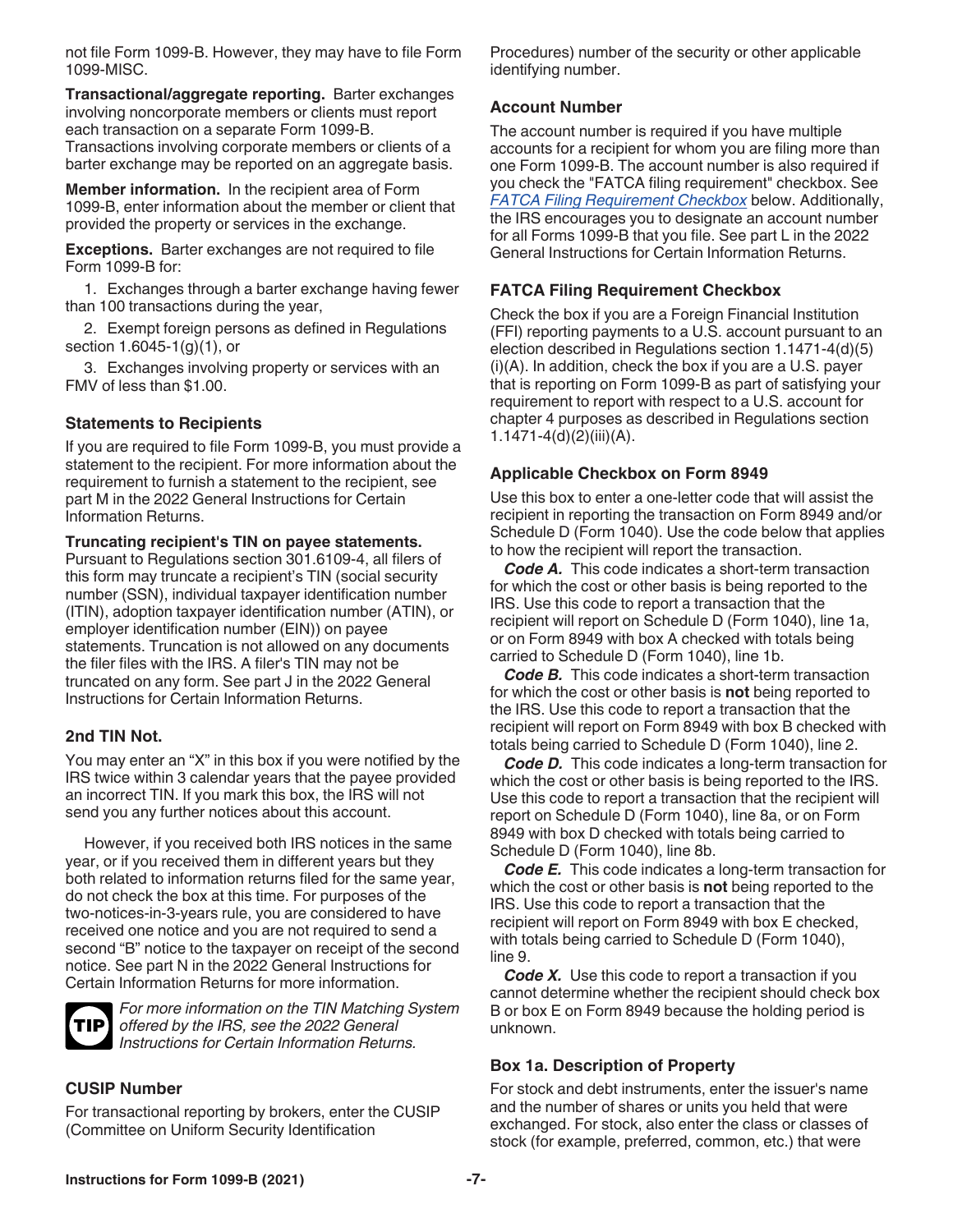not file Form 1099-B. However, they may have to file Form 1099-MISC.

**Transactional/aggregate reporting.** Barter exchanges involving noncorporate members or clients must report each transaction on a separate Form 1099-B. Transactions involving corporate members or clients of a barter exchange may be reported on an aggregate basis.

**Member information.** In the recipient area of Form 1099-B, enter information about the member or client that provided the property or services in the exchange.

**Exceptions.** Barter exchanges are not required to file Form 1099-B for:

1. Exchanges through a barter exchange having fewer than 100 transactions during the year,
2. Exempt foreign persons as defined in Regulations section 1.6045-1(g)(1), or
3. Exchanges involving property or services with an FMV of less than $1.00.

### Statements to Recipients

If you are required to file Form 1099-B, you must provide a statement to the recipient. For more information about the requirement to furnish a statement to the recipient, see part M in the 2022 General Instructions for Certain Information Returns.

**Truncating recipient's TIN on payee statements.** Pursuant to Regulations section 301.6109-4, all filers of this form may truncate a recipient's TIN (social security number (SSN), individual taxpayer identification number (ITIN), adoption taxpayer identification number (ATIN), or employer identification number (EIN)) on payee statements. Truncation is not allowed on any documents the filer files with the IRS. A filer's TIN may not be truncated on any form. See part J in the 2022 General Instructions for Certain Information Returns.

### 2nd TIN Not.

You may enter an "X" in this box if you were notified by the IRS twice within 3 calendar years that the payee provided an incorrect TIN. If you mark this box, the IRS will not send you any further notices about this account.

However, if you received both IRS notices in the same year, or if you received them in different years but they both related to information returns filed for the same year, do not check the box at this time. For purposes of the two-notices-in-3-years rule, you are considered to have received one notice and you are not required to send a second "B" notice to the taxpayer on receipt of the second notice. See part N in the 2022 General Instructions for Certain Information Returns for more information.

**TIP** *For more information on the TIN Matching System offered by the IRS, see the 2022 General Instructions for Certain Information Returns.*

### CUSIP Number

For transactional reporting by brokers, enter the CUSIP (Committee on Uniform Security Identification Procedures) number of the security or other applicable identifying number.

### Account Number

The account number is required if you have multiple accounts for a recipient for whom you are filing more than one Form 1099-B. The account number is also required if you check the "FATCA filing requirement" checkbox. See *FATCA Filing Requirement Checkbox* below. Additionally, the IRS encourages you to designate an account number for all Forms 1099-B that you file. See part L in the 2022 General Instructions for Certain Information Returns.

### FATCA Filing Requirement Checkbox

Check the box if you are a Foreign Financial Institution (FFI) reporting payments to a U.S. account pursuant to an election described in Regulations section 1.1471-4(d)(5)(i)(A). In addition, check the box if you are a U.S. payer that is reporting on Form 1099-B as part of satisfying your requirement to report with respect to a U.S. account for chapter 4 purposes as described in Regulations section 1.1471-4(d)(2)(iii)(A).

### Applicable Checkbox on Form 8949

Use this box to enter a one-letter code that will assist the recipient in reporting the transaction on Form 8949 and/or Schedule D (Form 1040). Use the code below that applies to how the recipient will report the transaction.

***Code A.*** This code indicates a short-term transaction for which the cost or other basis is being reported to the IRS. Use this code to report a transaction that the recipient will report on Schedule D (Form 1040), line 1a, or on Form 8949 with box A checked with totals being carried to Schedule D (Form 1040), line 1b.

***Code B.*** This code indicates a short-term transaction for which the cost or other basis is **not** being reported to the IRS. Use this code to report a transaction that the recipient will report on Form 8949 with box B checked with totals being carried to Schedule D (Form 1040), line 2.

***Code D.*** This code indicates a long-term transaction for which the cost or other basis is being reported to the IRS. Use this code to report a transaction that the recipient will report on Schedule D (Form 1040), line 8a, or on Form 8949 with box D checked with totals being carried to Schedule D (Form 1040), line 8b.

***Code E.*** This code indicates a long-term transaction for which the cost or other basis is **not** being reported to the IRS. Use this code to report a transaction that the recipient will report on Form 8949 with box E checked, with totals being carried to Schedule D (Form 1040), line 9.

***Code X.*** Use this code to report a transaction if you cannot determine whether the recipient should check box B or box E on Form 8949 because the holding period is unknown.

### Box 1a. Description of Property

For stock and debt instruments, enter the issuer's name and the number of shares or units you held that were exchanged. For stock, also enter the class or classes of stock (for example, preferred, common, etc.) that were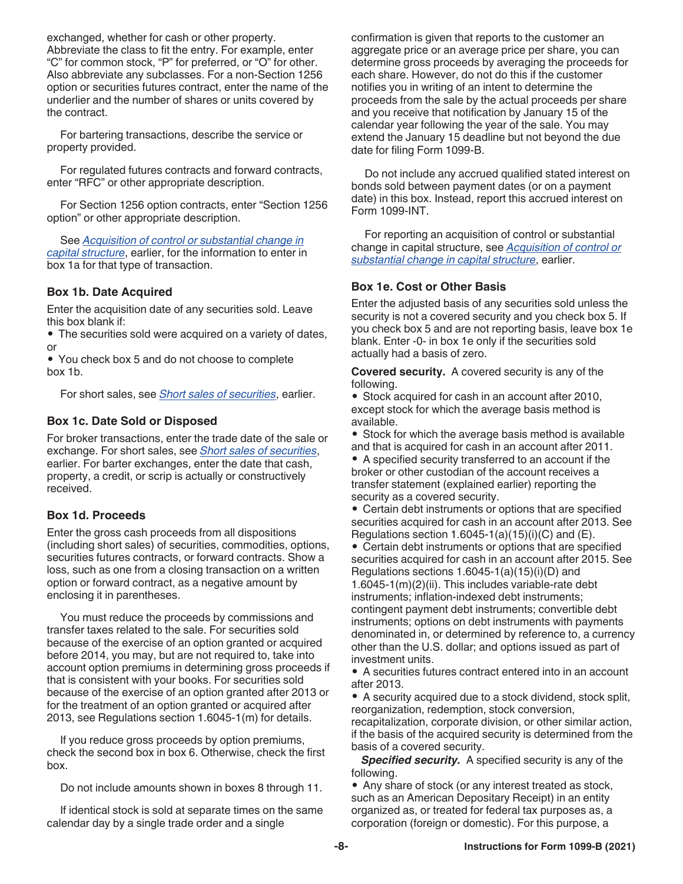exchanged, whether for cash or other property. Abbreviate the class to fit the entry. For example, enter "C" for common stock, "P" for preferred, or "O" for other. Also abbreviate any subclasses. For a non-Section 1256 option or securities futures contract, enter the name of the underlier and the number of shares or units covered by the contract.

For bartering transactions, describe the service or property provided.

For regulated futures contracts and forward contracts, enter "RFC" or other appropriate description.

For Section 1256 option contracts, enter "Section 1256 option" or other appropriate description.

See *Acquisition of control or substantial change in capital structure*, earlier, for the information to enter in box 1a for that type of transaction.

### Box 1b. Date Acquired

Enter the acquisition date of any securities sold. Leave this box blank if:

- The securities sold were acquired on a variety of dates, or
- You check box 5 and do not choose to complete box 1b.

For short sales, see *Short sales of securities*, earlier.

### Box 1c. Date Sold or Disposed

For broker transactions, enter the trade date of the sale or exchange. For short sales, see *Short sales of securities*, earlier. For barter exchanges, enter the date that cash, property, a credit, or scrip is actually or constructively received.

### Box 1d. Proceeds

Enter the gross cash proceeds from all dispositions (including short sales) of securities, commodities, options, securities futures contracts, or forward contracts. Show a loss, such as one from a closing transaction on a written option or forward contract, as a negative amount by enclosing it in parentheses.

You must reduce the proceeds by commissions and transfer taxes related to the sale. For securities sold because of the exercise of an option granted or acquired before 2014, you may, but are not required to, take into account option premiums in determining gross proceeds if that is consistent with your books. For securities sold because of the exercise of an option granted after 2013 or for the treatment of an option granted or acquired after 2013, see Regulations section 1.6045-1(m) for details.

If you reduce gross proceeds by option premiums, check the second box in box 6. Otherwise, check the first box.

Do not include amounts shown in boxes 8 through 11.

If identical stock is sold at separate times on the same calendar day by a single trade order and a single confirmation is given that reports to the customer an aggregate price or an average price per share, you can determine gross proceeds by averaging the proceeds for each share. However, do not do this if the customer notifies you in writing of an intent to determine the proceeds from the sale by the actual proceeds per share and you receive that notification by January 15 of the calendar year following the year of the sale. You may extend the January 15 deadline but not beyond the due date for filing Form 1099-B.

Do not include any accrued qualified stated interest on bonds sold between payment dates (or on a payment date) in this box. Instead, report this accrued interest on Form 1099-INT.

For reporting an acquisition of control or substantial change in capital structure, see *Acquisition of control or substantial change in capital structure*, earlier.

### Box 1e. Cost or Other Basis

Enter the adjusted basis of any securities sold unless the security is not a covered security and you check box 5. If you check box 5 and are not reporting basis, leave box 1e blank. Enter -0- in box 1e only if the securities sold actually had a basis of zero.

**Covered security.** A covered security is any of the following.

- Stock acquired for cash in an account after 2010, except stock for which the average basis method is available.
- Stock for which the average basis method is available and that is acquired for cash in an account after 2011.
- A specified security transferred to an account if the broker or other custodian of the account receives a transfer statement (explained earlier) reporting the security as a covered security.
- Certain debt instruments or options that are specified securities acquired for cash in an account after 2013. See Regulations section 1.6045-1(a)(15)(i)(C) and (E).
- Certain debt instruments or options that are specified securities acquired for cash in an account after 2015. See Regulations sections 1.6045-1(a)(15)(i)(D) and 1.6045-1(m)(2)(ii). This includes variable-rate debt instruments; inflation-indexed debt instruments; contingent payment debt instruments; convertible debt instruments; options on debt instruments with payments denominated in, or determined by reference to, a currency other than the U.S. dollar; and options issued as part of investment units.
- A securities futures contract entered into in an account after 2013.
- A security acquired due to a stock dividend, stock split, reorganization, redemption, stock conversion, recapitalization, corporate division, or other similar action, if the basis of the acquired security is determined from the basis of a covered security.

***Specified security.*** A specified security is any of the following.

- Any share of stock (or any interest treated as stock, such as an American Depositary Receipt) in an entity organized as, or treated for federal tax purposes as, a corporation (foreign or domestic). For this purpose, a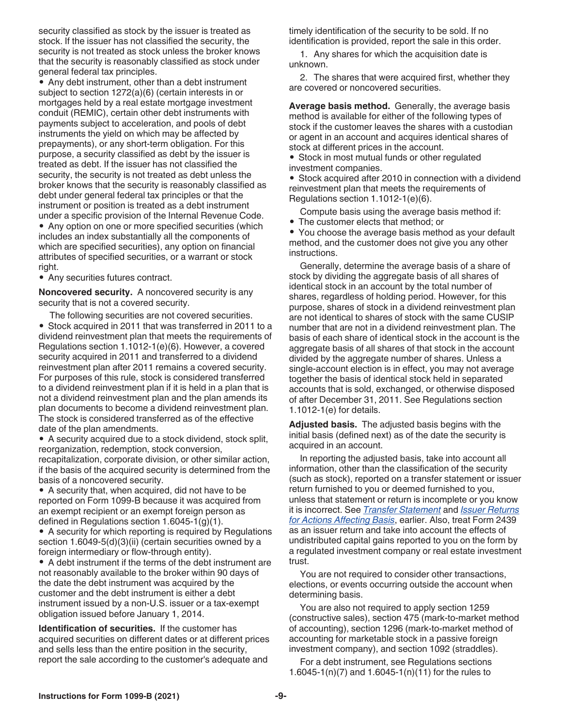security classified as stock by the issuer is treated as stock. If the issuer has not classified the security, the security is not treated as stock unless the broker knows that the security is reasonably classified as stock under general federal tax principles.

- Any debt instrument, other than a debt instrument subject to section 1272(a)(6) (certain interests in or mortgages held by a real estate mortgage investment conduit (REMIC), certain other debt instruments with payments subject to acceleration, and pools of debt instruments the yield on which may be affected by prepayments), or any short-term obligation. For this purpose, a security classified as debt by the issuer is treated as debt. If the issuer has not classified the security, the security is not treated as debt unless the broker knows that the security is reasonably classified as debt under general federal tax principles or that the instrument or position is treated as a debt instrument under a specific provision of the Internal Revenue Code.
- Any option on one or more specified securities (which includes an index substantially all the components of which are specified securities), any option on financial attributes of specified securities, or a warrant or stock right.
- Any securities futures contract.

**Noncovered security.** A noncovered security is any security that is not a covered security.

The following securities are not covered securities.

- Stock acquired in 2011 that was transferred in 2011 to a dividend reinvestment plan that meets the requirements of Regulations section 1.1012-1(e)(6). However, a covered security acquired in 2011 and transferred to a dividend reinvestment plan after 2011 remains a covered security. For purposes of this rule, stock is considered transferred to a dividend reinvestment plan if it is held in a plan that is not a dividend reinvestment plan and the plan amends its plan documents to become a dividend reinvestment plan. The stock is considered transferred as of the effective date of the plan amendments.
- A security acquired due to a stock dividend, stock split, reorganization, redemption, stock conversion, recapitalization, corporate division, or other similar action, if the basis of the acquired security is determined from the basis of a noncovered security.
- A security that, when acquired, did not have to be reported on Form 1099-B because it was acquired from an exempt recipient or an exempt foreign person as defined in Regulations section 1.6045-1(g)(1).
- A security for which reporting is required by Regulations section 1.6049-5(d)(3)(ii) (certain securities owned by a foreign intermediary or flow-through entity).
- A debt instrument if the terms of the debt instrument are not reasonably available to the broker within 90 days of the date the debt instrument was acquired by the customer and the debt instrument is either a debt instrument issued by a non-U.S. issuer or a tax-exempt obligation issued before January 1, 2014.

**Identification of securities.** If the customer has acquired securities on different dates or at different prices and sells less than the entire position in the security, report the sale according to the customer's adequate and timely identification of the security to be sold. If no identification is provided, report the sale in this order.

1. Any shares for which the acquisition date is unknown.

2. The shares that were acquired first, whether they are covered or noncovered securities.

**Average basis method.** Generally, the average basis method is available for either of the following types of stock if the customer leaves the shares with a custodian or agent in an account and acquires identical shares of stock at different prices in the account.

- Stock in most mutual funds or other regulated investment companies.
- Stock acquired after 2010 in connection with a dividend reinvestment plan that meets the requirements of Regulations section 1.1012-1(e)(6).

Compute basis using the average basis method if:

- The customer elects that method; or
- You choose the average basis method as your default method, and the customer does not give you any other instructions.

Generally, determine the average basis of a share of stock by dividing the aggregate basis of all shares of identical stock in an account by the total number of shares, regardless of holding period. However, for this purpose, shares of stock in a dividend reinvestment plan are not identical to shares of stock with the same CUSIP number that are not in a dividend reinvestment plan. The basis of each share of identical stock in the account is the aggregate basis of all shares of that stock in the account divided by the aggregate number of shares. Unless a single-account election is in effect, you may not average together the basis of identical stock held in separated accounts that is sold, exchanged, or otherwise disposed of after December 31, 2011. See Regulations section 1.1012-1(e) for details.

**Adjusted basis.** The adjusted basis begins with the initial basis (defined next) as of the date the security is acquired in an account.

In reporting the adjusted basis, take into account all information, other than the classification of the security (such as stock), reported on a transfer statement or issuer return furnished to you or deemed furnished to you, unless that statement or return is incomplete or you know it is incorrect. See *Transfer Statement* and *Issuer Returns for Actions Affecting Basis*, earlier. Also, treat Form 2439 as an issuer return and take into account the effects of undistributed capital gains reported to you on the form by a regulated investment company or real estate investment trust.

You are not required to consider other transactions, elections, or events occurring outside the account when determining basis.

You are also not required to apply section 1259 (constructive sales), section 475 (mark-to-market method of accounting), section 1296 (mark-to-market method of accounting for marketable stock in a passive foreign investment company), and section 1092 (straddles).

For a debt instrument, see Regulations sections 1.6045-1(n)(7) and 1.6045-1(n)(11) for the rules to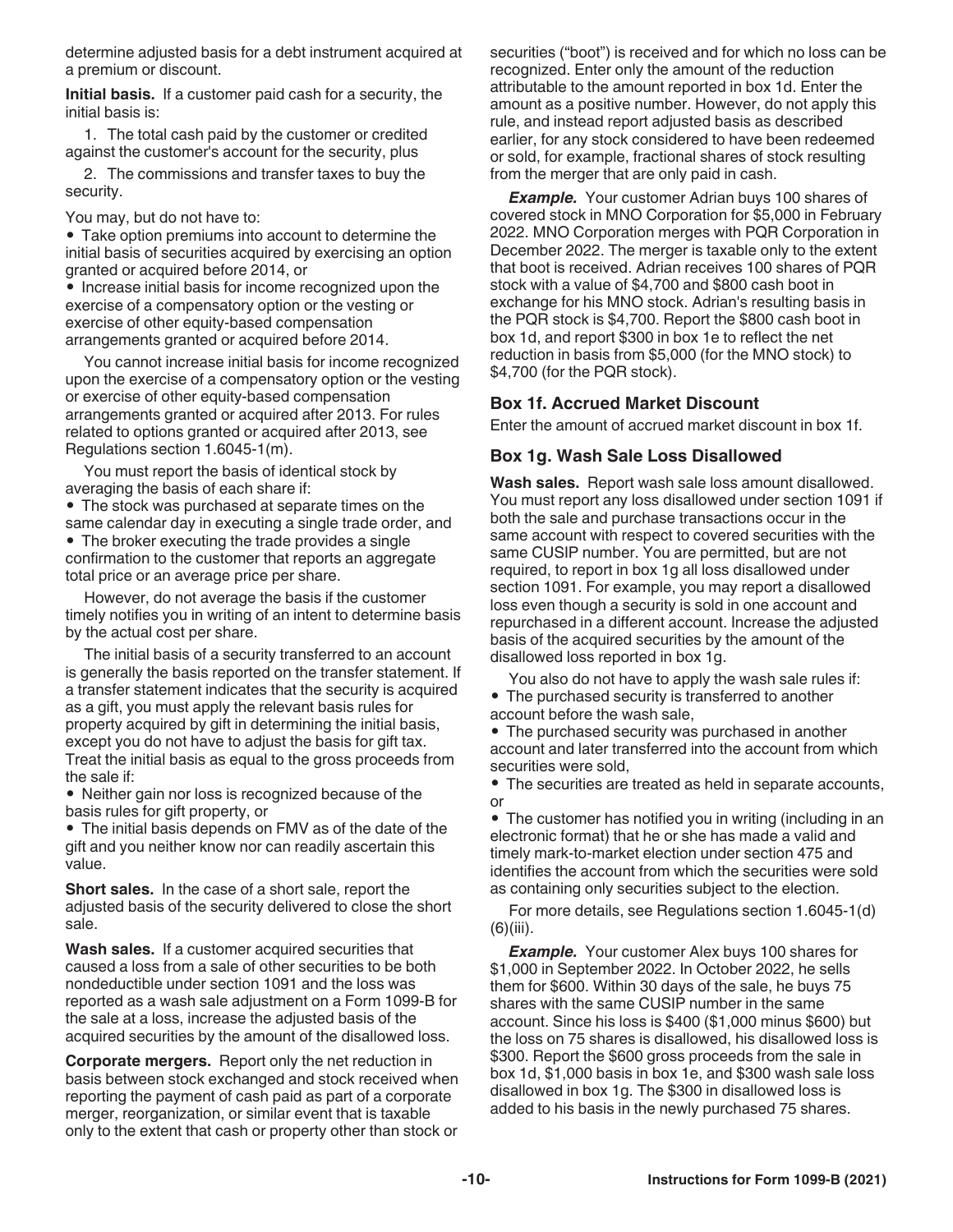determine adjusted basis for a debt instrument acquired at a premium or discount.

**Initial basis.** If a customer paid cash for a security, the initial basis is:

1. The total cash paid by the customer or credited against the customer's account for the security, plus
2. The commissions and transfer taxes to buy the security.

You may, but do not have to:

- Take option premiums into account to determine the initial basis of securities acquired by exercising an option granted or acquired before 2014, or
- Increase initial basis for income recognized upon the exercise of a compensatory option or the vesting or exercise of other equity-based compensation arrangements granted or acquired before 2014.

You cannot increase initial basis for income recognized upon the exercise of a compensatory option or the vesting or exercise of other equity-based compensation arrangements granted or acquired after 2013. For rules related to options granted or acquired after 2013, see Regulations section 1.6045-1(m).

You must report the basis of identical stock by averaging the basis of each share if:

- The stock was purchased at separate times on the same calendar day in executing a single trade order, and
- The broker executing the trade provides a single confirmation to the customer that reports an aggregate total price or an average price per share.

However, do not average the basis if the customer timely notifies you in writing of an intent to determine basis by the actual cost per share.

The initial basis of a security transferred to an account is generally the basis reported on the transfer statement. If a transfer statement indicates that the security is acquired as a gift, you must apply the relevant basis rules for property acquired by gift in determining the initial basis, except you do not have to adjust the basis for gift tax. Treat the initial basis as equal to the gross proceeds from the sale if:

- Neither gain nor loss is recognized because of the basis rules for gift property, or
- The initial basis depends on FMV as of the date of the gift and you neither know nor can readily ascertain this value.

**Short sales.** In the case of a short sale, report the adjusted basis of the security delivered to close the short sale.

**Wash sales.** If a customer acquired securities that caused a loss from a sale of other securities to be both nondeductible under section 1091 and the loss was reported as a wash sale adjustment on a Form 1099-B for the sale at a loss, increase the adjusted basis of the acquired securities by the amount of the disallowed loss.

**Corporate mergers.** Report only the net reduction in basis between stock exchanged and stock received when reporting the payment of cash paid as part of a corporate merger, reorganization, or similar event that is taxable only to the extent that cash or property other than stock or securities ("boot") is received and for which no loss can be recognized. Enter only the amount of the reduction attributable to the amount reported in box 1d. Enter the amount as a positive number. However, do not apply this rule, and instead report adjusted basis as described earlier, for any stock considered to have been redeemed or sold, for example, fractional shares of stock resulting from the merger that are only paid in cash.

***Example.*** Your customer Adrian buys 100 shares of covered stock in MNO Corporation for $5,000 in February 2022. MNO Corporation merges with PQR Corporation in December 2022. The merger is taxable only to the extent that boot is received. Adrian receives 100 shares of PQR stock with a value of $4,700 and $800 cash boot in exchange for his MNO stock. Adrian's resulting basis in the PQR stock is $4,700. Report the $800 cash boot in box 1d, and report $300 in box 1e to reflect the net reduction in basis from $5,000 (for the MNO stock) to $4,700 (for the PQR stock).

### Box 1f. Accrued Market Discount

Enter the amount of accrued market discount in box 1f.

### Box 1g. Wash Sale Loss Disallowed

**Wash sales.** Report wash sale loss amount disallowed. You must report any loss disallowed under section 1091 if both the sale and purchase transactions occur in the same account with respect to covered securities with the same CUSIP number. You are permitted, but are not required, to report in box 1g all loss disallowed under section 1091. For example, you may report a disallowed loss even though a security is sold in one account and repurchased in a different account. Increase the adjusted basis of the acquired securities by the amount of the disallowed loss reported in box 1g.

You also do not have to apply the wash sale rules if:

- The purchased security is transferred to another account before the wash sale,
- The purchased security was purchased in another account and later transferred into the account from which securities were sold,
- The securities are treated as held in separate accounts, or
- The customer has notified you in writing (including in an electronic format) that he or she has made a valid and timely mark-to-market election under section 475 and identifies the account from which the securities were sold as containing only securities subject to the election.

For more details, see Regulations section 1.6045-1(d)(6)(iii).

***Example.*** Your customer Alex buys 100 shares for $1,000 in September 2022. In October 2022, he sells them for $600. Within 30 days of the sale, he buys 75 shares with the same CUSIP number in the same account. Since his loss is $400 ($1,000 minus $600) but the loss on 75 shares is disallowed, his disallowed loss is $300. Report the $600 gross proceeds from the sale in box 1d, $1,000 basis in box 1e, and $300 wash sale loss disallowed in box 1g. The $300 in disallowed loss is added to his basis in the newly purchased 75 shares.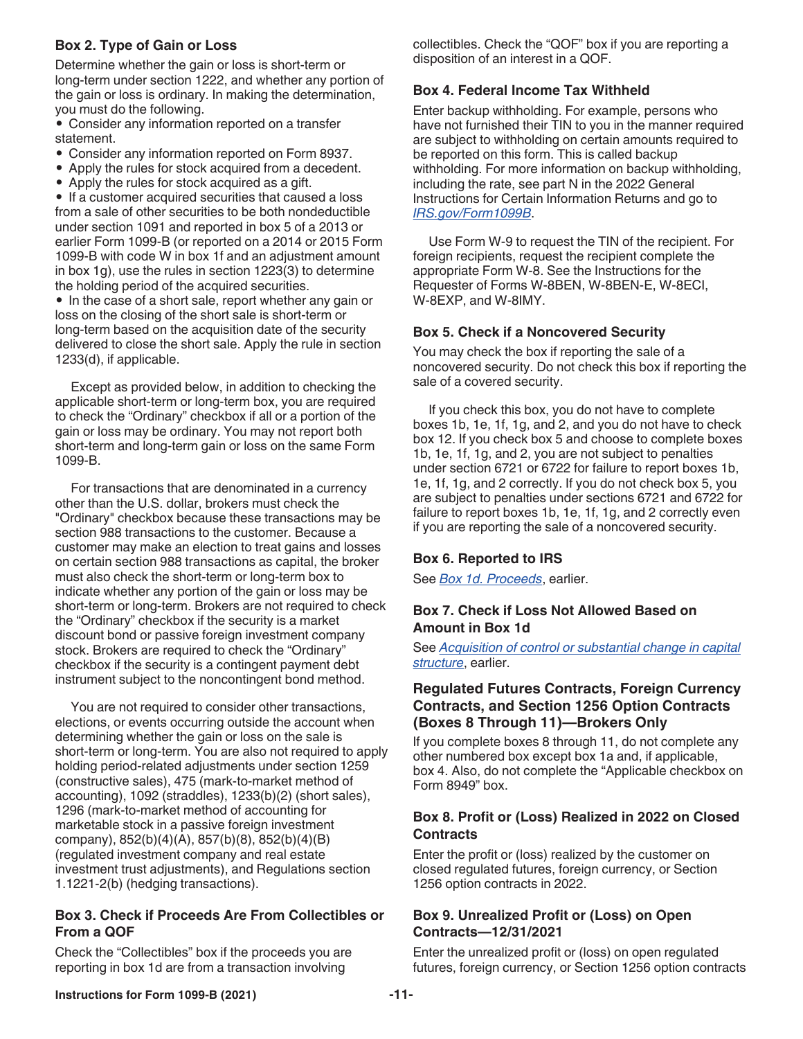### Box 2. Type of Gain or Loss

Determine whether the gain or loss is short-term or long-term under section 1222, and whether any portion of the gain or loss is ordinary. In making the determination, you must do the following.

- Consider any information reported on a transfer statement.
- Consider any information reported on Form 8937.
- Apply the rules for stock acquired from a decedent.
- Apply the rules for stock acquired as a gift.
- If a customer acquired securities that caused a loss from a sale of other securities to be both nondeductible under section 1091 and reported in box 5 of a 2013 or earlier Form 1099-B (or reported on a 2014 or 2015 Form 1099-B with code W in box 1f and an adjustment amount in box 1g), use the rules in section 1223(3) to determine the holding period of the acquired securities.
- In the case of a short sale, report whether any gain or loss on the closing of the short sale is short-term or long-term based on the acquisition date of the security delivered to close the short sale. Apply the rule in section 1233(d), if applicable.

Except as provided below, in addition to checking the applicable short-term or long-term box, you are required to check the "Ordinary" checkbox if all or a portion of the gain or loss may be ordinary. You may not report both short-term and long-term gain or loss on the same Form 1099-B.

For transactions that are denominated in a currency other than the U.S. dollar, brokers must check the "Ordinary" checkbox because these transactions may be section 988 transactions to the customer. Because a customer may make an election to treat gains and losses on certain section 988 transactions as capital, the broker must also check the short-term or long-term box to indicate whether any portion of the gain or loss may be short-term or long-term. Brokers are not required to check the "Ordinary" checkbox if the security is a market discount bond or passive foreign investment company stock. Brokers are required to check the "Ordinary" checkbox if the security is a contingent payment debt instrument subject to the noncontingent bond method.

You are not required to consider other transactions, elections, or events occurring outside the account when determining whether the gain or loss on the sale is short-term or long-term. You are also not required to apply holding period-related adjustments under section 1259 (constructive sales), 475 (mark-to-market method of accounting), 1092 (straddles), 1233(b)(2) (short sales), 1296 (mark-to-market method of accounting for marketable stock in a passive foreign investment company), 852(b)(4)(A), 857(b)(8), 852(b)(4)(B) (regulated investment company and real estate investment trust adjustments), and Regulations section 1.1221-2(b) (hedging transactions).

### Box 3. Check if Proceeds Are From Collectibles or From a QOF

Check the "Collectibles" box if the proceeds you are reporting in box 1d are from a transaction involving collectibles. Check the "QOF" box if you are reporting a disposition of an interest in a QOF.

### Box 4. Federal Income Tax Withheld

Enter backup withholding. For example, persons who have not furnished their TIN to you in the manner required are subject to withholding on certain amounts required to be reported on this form. This is called backup withholding. For more information on backup withholding, including the rate, see part N in the 2022 General Instructions for Certain Information Returns and go to *IRS.gov/Form1099B*.

Use Form W-9 to request the TIN of the recipient. For foreign recipients, request the recipient complete the appropriate Form W-8. See the Instructions for the Requester of Forms W-8BEN, W-8BEN-E, W-8ECI, W-8EXP, and W-8IMY.

### Box 5. Check if a Noncovered Security

You may check the box if reporting the sale of a noncovered security. Do not check this box if reporting the sale of a covered security.

If you check this box, you do not have to complete boxes 1b, 1e, 1f, 1g, and 2, and you do not have to check box 12. If you check box 5 and choose to complete boxes 1b, 1e, 1f, 1g, and 2, you are not subject to penalties under section 6721 or 6722 for failure to report boxes 1b, 1e, 1f, 1g, and 2 correctly. If you do not check box 5, you are subject to penalties under sections 6721 and 6722 for failure to report boxes 1b, 1e, 1f, 1g, and 2 correctly even if you are reporting the sale of a noncovered security.

### Box 6. Reported to IRS

See *Box 1d. Proceeds*, earlier.

### Box 7. Check if Loss Not Allowed Based on Amount in Box 1d

See *Acquisition of control or substantial change in capital structure*, earlier.

## Regulated Futures Contracts, Foreign Currency Contracts, and Section 1256 Option Contracts (Boxes 8 Through 11)—Brokers Only

If you complete boxes 8 through 11, do not complete any other numbered box except box 1a and, if applicable, box 4. Also, do not complete the "Applicable checkbox on Form 8949" box.

### Box 8. Profit or (Loss) Realized in 2022 on Closed Contracts

Enter the profit or (loss) realized by the customer on closed regulated futures, foreign currency, or Section 1256 option contracts in 2022.

### Box 9. Unrealized Profit or (Loss) on Open Contracts—12/31/2021

Enter the unrealized profit or (loss) on open regulated futures, foreign currency, or Section 1256 option contracts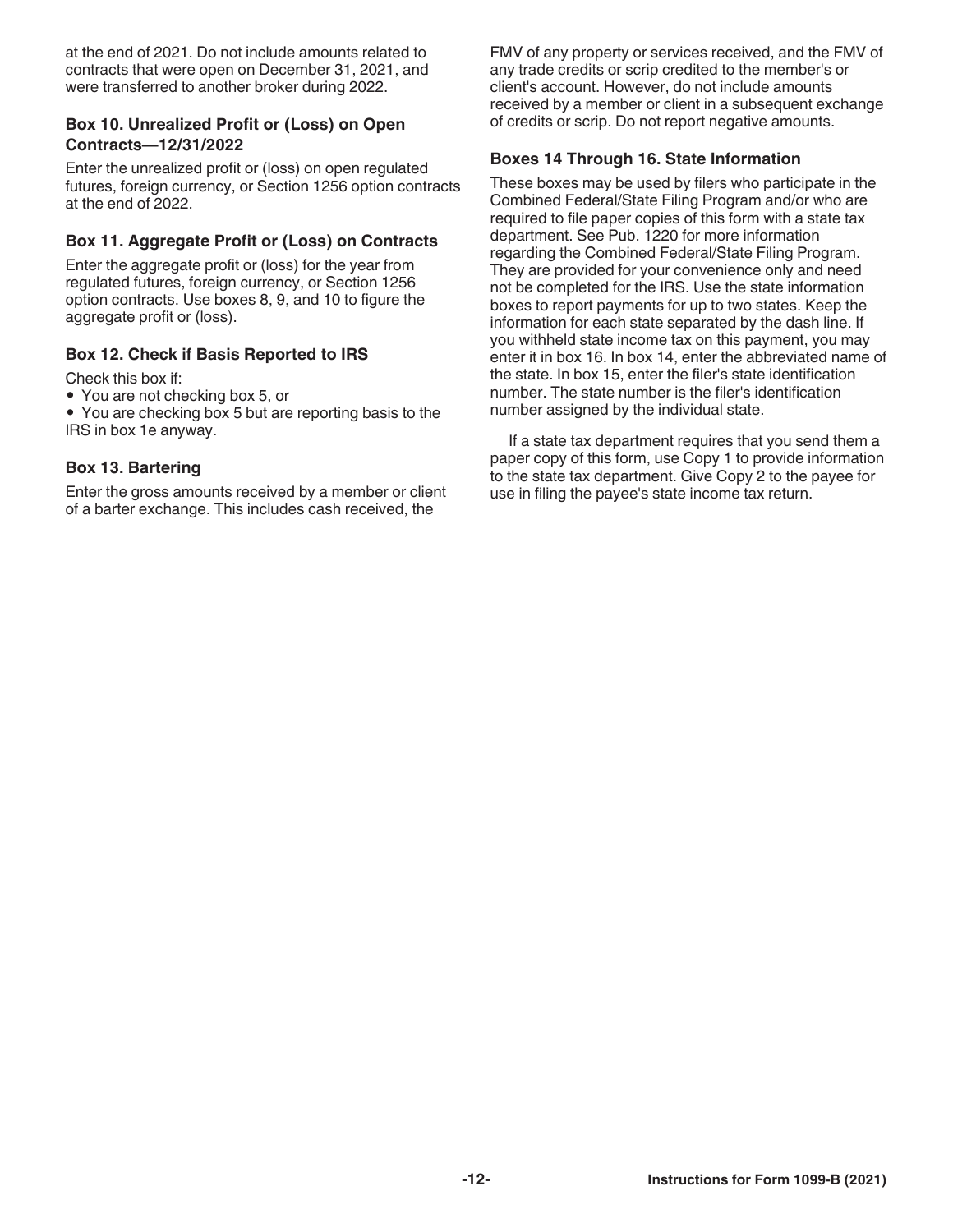at the end of 2021. Do not include amounts related to contracts that were open on December 31, 2021, and were transferred to another broker during 2022.

### Box 10. Unrealized Profit or (Loss) on Open Contracts—12/31/2022

Enter the unrealized profit or (loss) on open regulated futures, foreign currency, or Section 1256 option contracts at the end of 2022.

### Box 11. Aggregate Profit or (Loss) on Contracts

Enter the aggregate profit or (loss) for the year from regulated futures, foreign currency, or Section 1256 option contracts. Use boxes 8, 9, and 10 to figure the aggregate profit or (loss).

### Box 12. Check if Basis Reported to IRS

Check this box if:

- You are not checking box 5, or
- You are checking box 5 but are reporting basis to the IRS in box 1e anyway.

### Box 13. Bartering

Enter the gross amounts received by a member or client of a barter exchange. This includes cash received, the FMV of any property or services received, and the FMV of any trade credits or scrip credited to the member's or client's account. However, do not include amounts received by a member or client in a subsequent exchange of credits or scrip. Do not report negative amounts.

### Boxes 14 Through 16. State Information

These boxes may be used by filers who participate in the Combined Federal/State Filing Program and/or who are required to file paper copies of this form with a state tax department. See Pub. 1220 for more information regarding the Combined Federal/State Filing Program. They are provided for your convenience only and need not be completed for the IRS. Use the state information boxes to report payments for up to two states. Keep the information for each state separated by the dash line. If you withheld state income tax on this payment, you may enter it in box 16. In box 14, enter the abbreviated name of the state. In box 15, enter the filer's state identification number. The state number is the filer's identification number assigned by the individual state.

If a state tax department requires that you send them a paper copy of this form, use Copy 1 to provide information to the state tax department. Give Copy 2 to the payee for use in filing the payee's state income tax return.